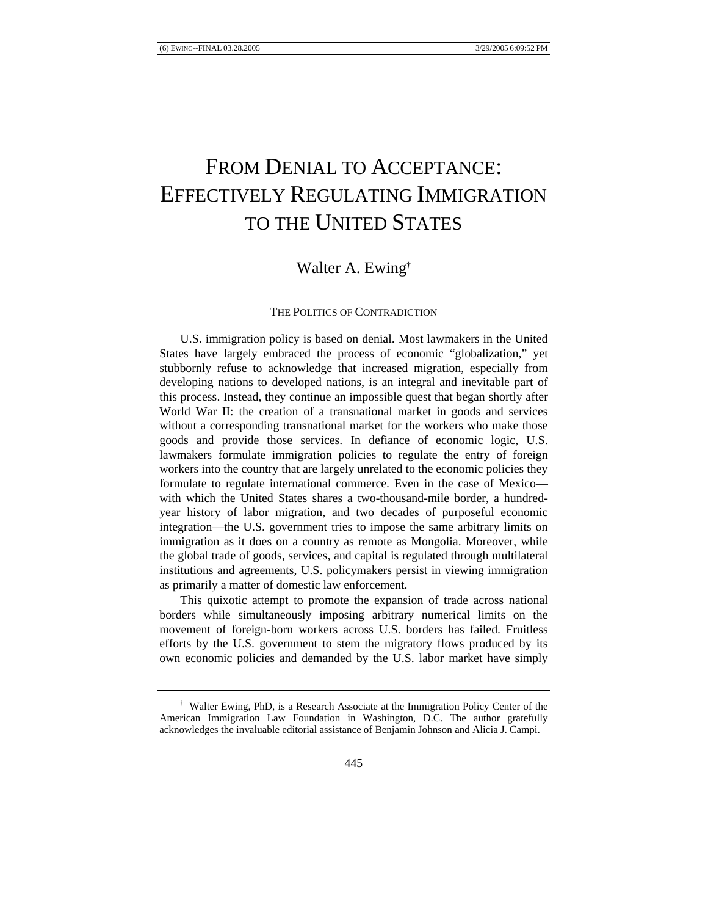# FROM DENIAL TO ACCEPTANCE: EFFECTIVELY REGULATING IMMIGRATION TO THE UNITED STATES

Walter A. Ewing[†]

## THE POLITICS OF CONTRADICTION

U.S. immigration policy is based on denial. Most lawmakers in the United States have largely embraced the process of economic "globalization," yet stubbornly refuse to acknowledge that increased migration, especially from developing nations to developed nations, is an integral and inevitable part of this process. Instead, they continue an impossible quest that began shortly after World War II: the creation of a transnational market in goods and services without a corresponding transnational market for the workers who make those goods and provide those services. In defiance of economic logic, U.S. lawmakers formulate immigration policies to regulate the entry of foreign workers into the country that are largely unrelated to the economic policies they formulate to regulate international commerce. Even in the case of Mexico—with which the United States shares a two-thousand-mile border, a hundred-year history of labor migration, and two decades of purposeful economic integration—the U.S. government tries to impose the same arbitrary limits on immigration as it does on a country as remote as Mongolia. Moreover, while the global trade of goods, services, and capital is regulated through multilateral institutions and agreements, U.S. policymakers persist in viewing immigration as primarily a matter of domestic law enforcement.

This quixotic attempt to promote the expansion of trade across national borders while simultaneously imposing arbitrary numerical limits on the movement of foreign-born workers across U.S. borders has failed. Fruitless efforts by the U.S. government to stem the migratory flows produced by its own economic policies and demanded by the U.S. labor market have simply

---

[†] Walter Ewing, PhD, is a Research Associate at the Immigration Policy Center of the American Immigration Law Foundation in Washington, D.C. The author gratefully acknowledges the invaluable editorial assistance of Benjamin Johnson and Alicia J. Campi.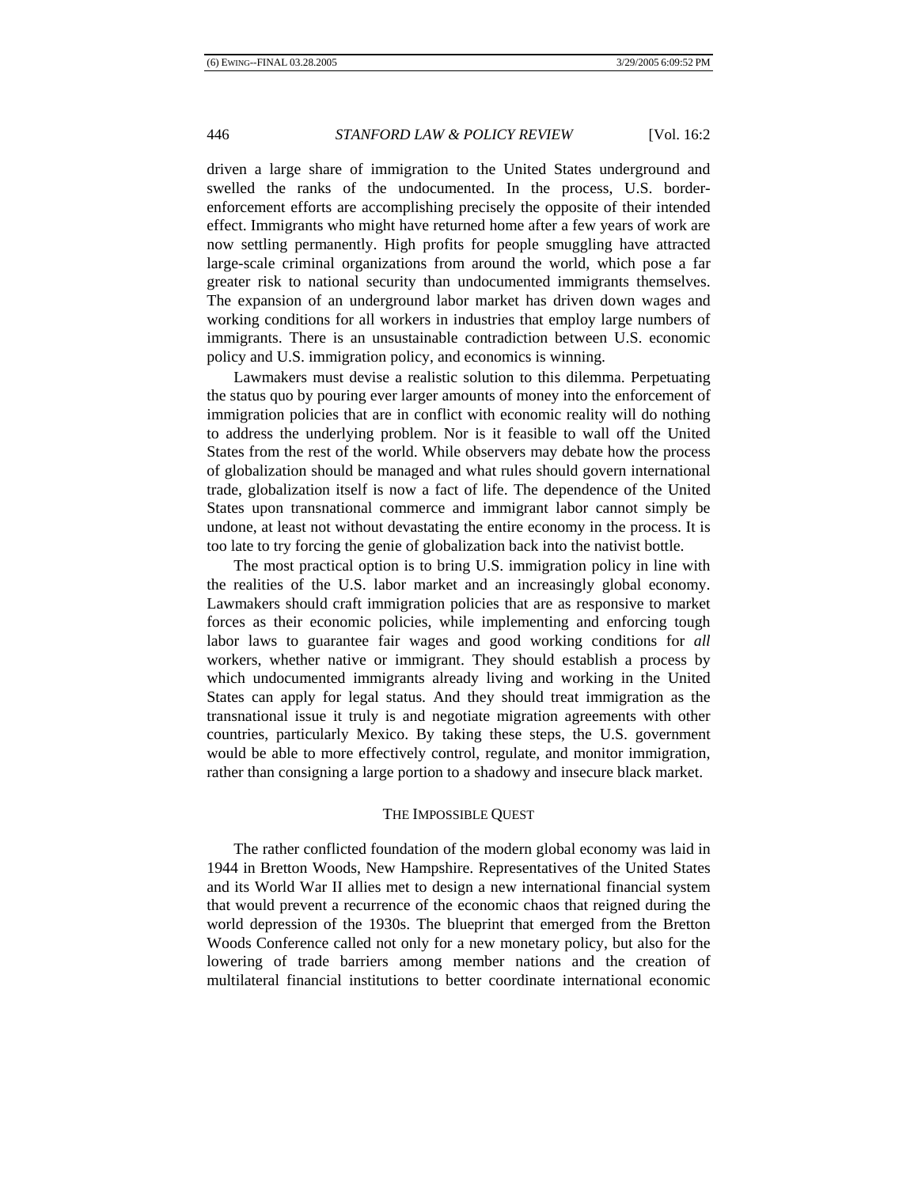driven a large share of immigration to the United States underground and swelled the ranks of the undocumented. In the process, U.S. border-enforcement efforts are accomplishing precisely the opposite of their intended effect. Immigrants who might have returned home after a few years of work are now settling permanently. High profits for people smuggling have attracted large-scale criminal organizations from around the world, which pose a far greater risk to national security than undocumented immigrants themselves. The expansion of an underground labor market has driven down wages and working conditions for all workers in industries that employ large numbers of immigrants. There is an unsustainable contradiction between U.S. economic policy and U.S. immigration policy, and economics is winning.

Lawmakers must devise a realistic solution to this dilemma. Perpetuating the status quo by pouring ever larger amounts of money into the enforcement of immigration policies that are in conflict with economic reality will do nothing to address the underlying problem. Nor is it feasible to wall off the United States from the rest of the world. While observers may debate how the process of globalization should be managed and what rules should govern international trade, globalization itself is now a fact of life. The dependence of the United States upon transnational commerce and immigrant labor cannot simply be undone, at least not without devastating the entire economy in the process. It is too late to try forcing the genie of globalization back into the nativist bottle.

The most practical option is to bring U.S. immigration policy in line with the realities of the U.S. labor market and an increasingly global economy. Lawmakers should craft immigration policies that are as responsive to market forces as their economic policies, while implementing and enforcing tough labor laws to guarantee fair wages and good working conditions for *all* workers, whether native or immigrant. They should establish a process by which undocumented immigrants already living and working in the United States can apply for legal status. And they should treat immigration as the transnational issue it truly is and negotiate migration agreements with other countries, particularly Mexico. By taking these steps, the U.S. government would be able to more effectively control, regulate, and monitor immigration, rather than consigning a large portion to a shadowy and insecure black market.

## THE IMPOSSIBLE QUEST

The rather conflicted foundation of the modern global economy was laid in 1944 in Bretton Woods, New Hampshire. Representatives of the United States and its World War II allies met to design a new international financial system that would prevent a recurrence of the economic chaos that reigned during the world depression of the 1930s. The blueprint that emerged from the Bretton Woods Conference called not only for a new monetary policy, but also for the lowering of trade barriers among member nations and the creation of multilateral financial institutions to better coordinate international economic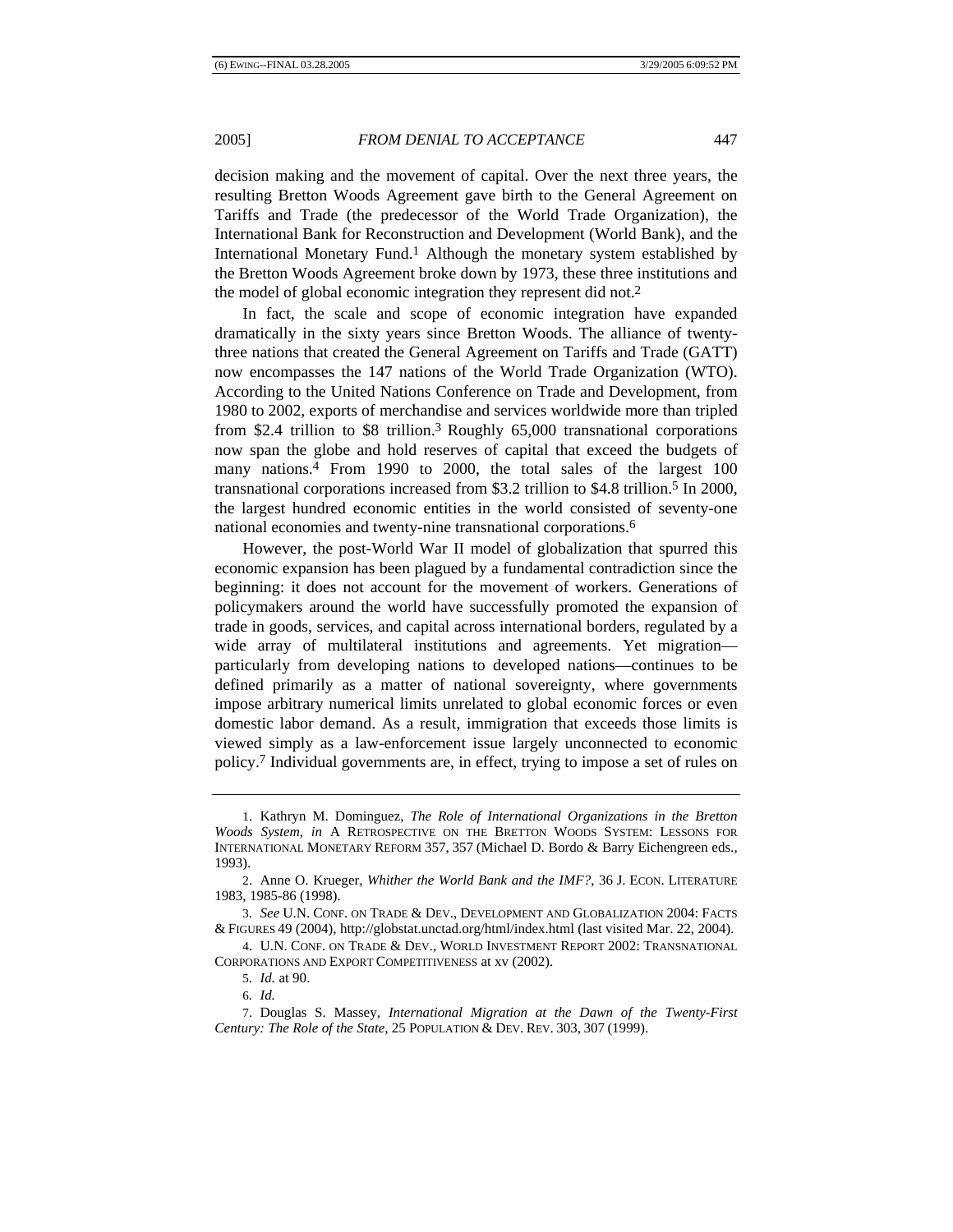decision making and the movement of capital. Over the next three years, the resulting Bretton Woods Agreement gave birth to the General Agreement on Tariffs and Trade (the predecessor of the World Trade Organization), the International Bank for Reconstruction and Development (World Bank), and the International Monetary Fund.[1] Although the monetary system established by the Bretton Woods Agreement broke down by 1973, these three institutions and the model of global economic integration they represent did not.[2]

In fact, the scale and scope of economic integration have expanded dramatically in the sixty years since Bretton Woods. The alliance of twenty-three nations that created the General Agreement on Tariffs and Trade (GATT) now encompasses the 147 nations of the World Trade Organization (WTO). According to the United Nations Conference on Trade and Development, from 1980 to 2002, exports of merchandise and services worldwide more than tripled from $2.4 trillion to $8 trillion.[3] Roughly 65,000 transnational corporations now span the globe and hold reserves of capital that exceed the budgets of many nations.[4] From 1990 to 2000, the total sales of the largest 100 transnational corporations increased from $3.2 trillion to $4.8 trillion.[5] In 2000, the largest hundred economic entities in the world consisted of seventy-one national economies and twenty-nine transnational corporations.[6]

However, the post-World War II model of globalization that spurred this economic expansion has been plagued by a fundamental contradiction since the beginning: it does not account for the movement of workers. Generations of policymakers around the world have successfully promoted the expansion of trade in goods, services, and capital across international borders, regulated by a wide array of multilateral institutions and agreements. Yet migration—particularly from developing nations to developed nations—continues to be defined primarily as a matter of national sovereignty, where governments impose arbitrary numerical limits unrelated to global economic forces or even domestic labor demand. As a result, immigration that exceeds those limits is viewed simply as a law-enforcement issue largely unconnected to economic policy.[7] Individual governments are, in effect, trying to impose a set of rules on

---

1. Kathryn M. Dominguez, *The Role of International Organizations in the Bretton Woods System*, *in* A RETROSPECTIVE ON THE BRETTON WOODS SYSTEM: LESSONS FOR INTERNATIONAL MONETARY REFORM 357, 357 (Michael D. Bordo & Barry Eichengreen eds., 1993).

2. Anne O. Krueger, *Whither the World Bank and the IMF?*, 36 J. ECON. LITERATURE 1983, 1985-86 (1998).

3. *See* U.N. CONF. ON TRADE & DEV., DEVELOPMENT AND GLOBALIZATION 2004: FACTS & FIGURES 49 (2004), http://globstat.unctad.org/html/index.html (last visited Mar. 22, 2004).

4. U.N. CONF. ON TRADE & DEV., WORLD INVESTMENT REPORT 2002: TRANSNATIONAL CORPORATIONS AND EXPORT COMPETITIVENESS at xv (2002).

5. *Id.* at 90.

6. *Id.*

7. Douglas S. Massey, *International Migration at the Dawn of the Twenty-First Century: The Role of the State*, 25 POPULATION & DEV. REV. 303, 307 (1999).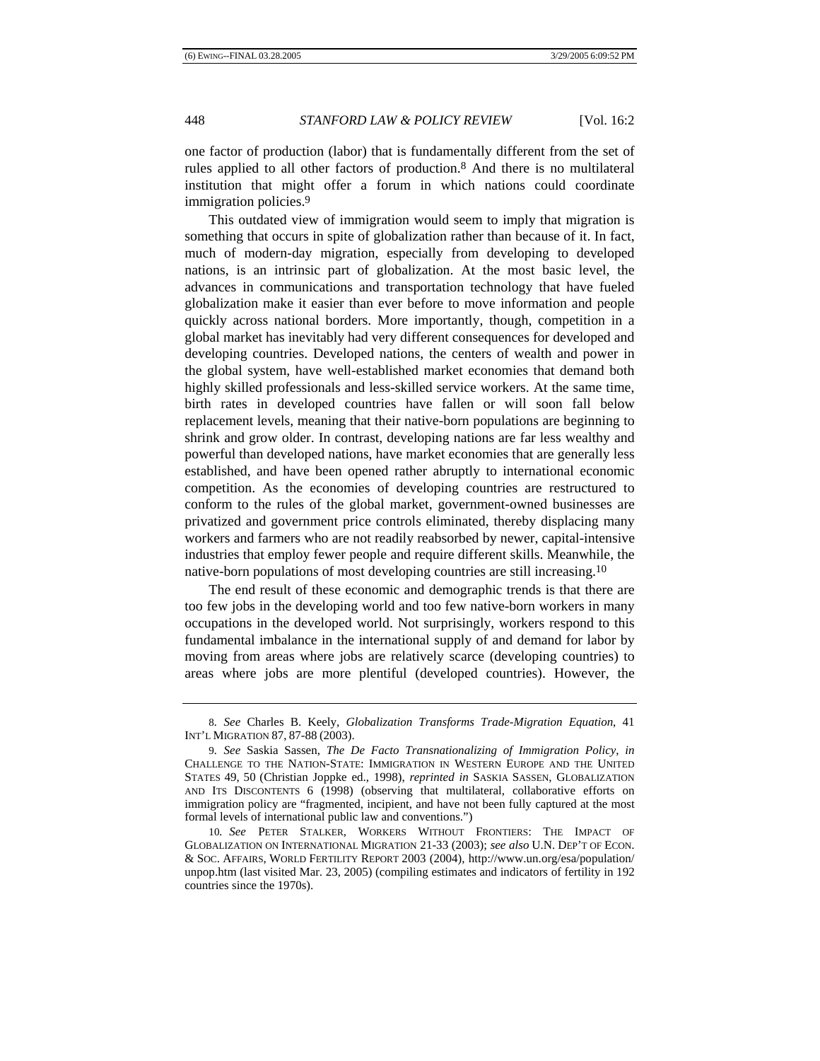one factor of production (labor) that is fundamentally different from the set of rules applied to all other factors of production.[8] And there is no multilateral institution that might offer a forum in which nations could coordinate immigration policies.[9]

This outdated view of immigration would seem to imply that migration is something that occurs in spite of globalization rather than because of it. In fact, much of modern-day migration, especially from developing to developed nations, is an intrinsic part of globalization. At the most basic level, the advances in communications and transportation technology that have fueled globalization make it easier than ever before to move information and people quickly across national borders. More importantly, though, competition in a global market has inevitably had very different consequences for developed and developing countries. Developed nations, the centers of wealth and power in the global system, have well-established market economies that demand both highly skilled professionals and less-skilled service workers. At the same time, birth rates in developed countries have fallen or will soon fall below replacement levels, meaning that their native-born populations are beginning to shrink and grow older. In contrast, developing nations are far less wealthy and powerful than developed nations, have market economies that are generally less established, and have been opened rather abruptly to international economic competition. As the economies of developing countries are restructured to conform to the rules of the global market, government-owned businesses are privatized and government price controls eliminated, thereby displacing many workers and farmers who are not readily reabsorbed by newer, capital-intensive industries that employ fewer people and require different skills. Meanwhile, the native-born populations of most developing countries are still increasing.[10]

The end result of these economic and demographic trends is that there are too few jobs in the developing world and too few native-born workers in many occupations in the developed world. Not surprisingly, workers respond to this fundamental imbalance in the international supply of and demand for labor by moving from areas where jobs are relatively scarce (developing countries) to areas where jobs are more plentiful (developed countries). However, the

---

8. *See* Charles B. Keely, *Globalization Transforms Trade-Migration Equation*, 41 INT'L MIGRATION 87, 87-88 (2003).

9. *See* Saskia Sassen, *The De Facto Transnationalizing of Immigration Policy*, *in* CHALLENGE TO THE NATION-STATE: IMMIGRATION IN WESTERN EUROPE AND THE UNITED STATES 49, 50 (Christian Joppke ed., 1998), *reprinted in* SASKIA SASSEN, GLOBALIZATION AND ITS DISCONTENTS 6 (1998) (observing that multilateral, collaborative efforts on immigration policy are "fragmented, incipient, and have not been fully captured at the most formal levels of international public law and conventions.")

10. *See* PETER STALKER, WORKERS WITHOUT FRONTIERS: THE IMPACT OF GLOBALIZATION ON INTERNATIONAL MIGRATION 21-33 (2003); *see also* U.N. DEP'T OF ECON. & SOC. AFFAIRS, WORLD FERTILITY REPORT 2003 (2004), http://www.un.org/esa/population/unpop.htm (last visited Mar. 23, 2005) (compiling estimates and indicators of fertility in 192 countries since the 1970s).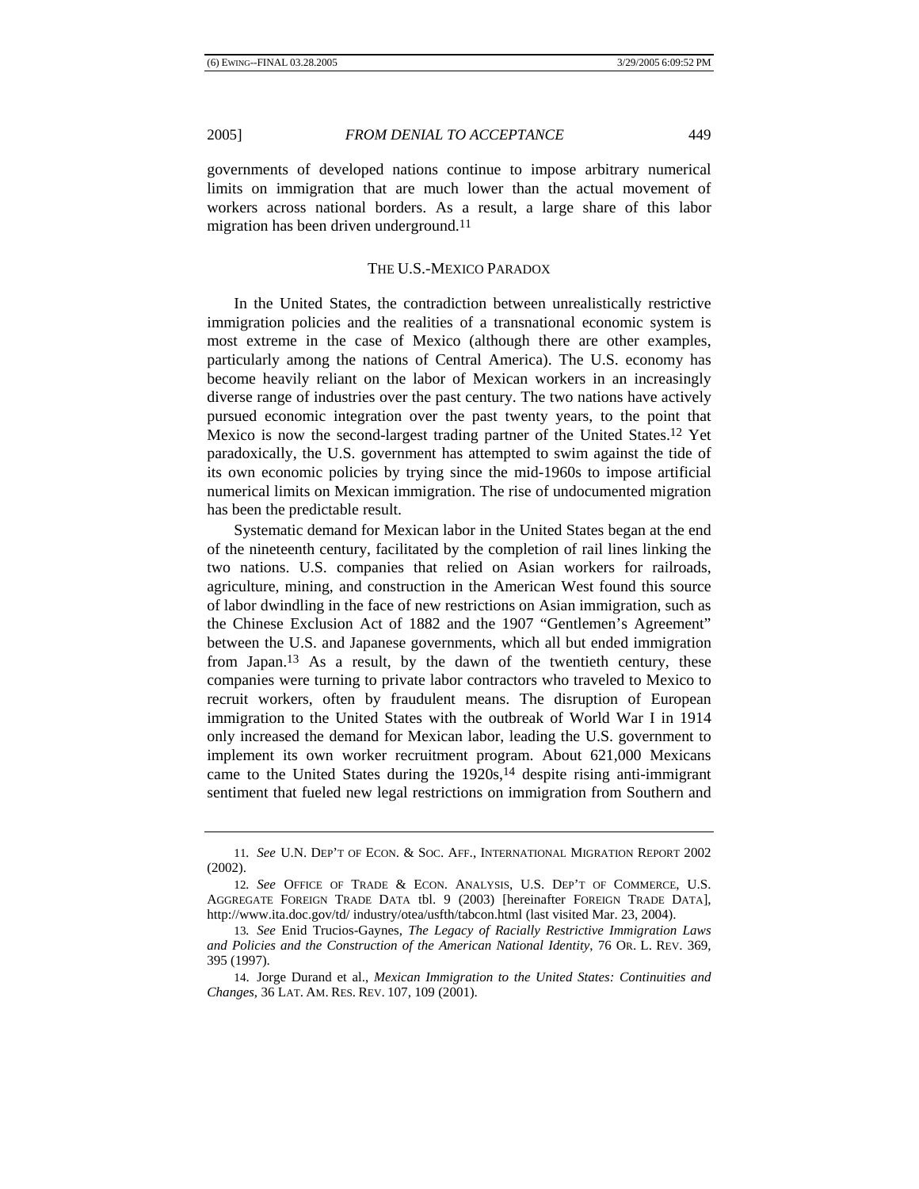governments of developed nations continue to impose arbitrary numerical limits on immigration that are much lower than the actual movement of workers across national borders. As a result, a large share of this labor migration has been driven underground.[11]

## THE U.S.-MEXICO PARADOX

In the United States, the contradiction between unrealistically restrictive immigration policies and the realities of a transnational economic system is most extreme in the case of Mexico (although there are other examples, particularly among the nations of Central America). The U.S. economy has become heavily reliant on the labor of Mexican workers in an increasingly diverse range of industries over the past century. The two nations have actively pursued economic integration over the past twenty years, to the point that Mexico is now the second-largest trading partner of the United States.[12] Yet paradoxically, the U.S. government has attempted to swim against the tide of its own economic policies by trying since the mid-1960s to impose artificial numerical limits on Mexican immigration. The rise of undocumented migration has been the predictable result.

Systematic demand for Mexican labor in the United States began at the end of the nineteenth century, facilitated by the completion of rail lines linking the two nations. U.S. companies that relied on Asian workers for railroads, agriculture, mining, and construction in the American West found this source of labor dwindling in the face of new restrictions on Asian immigration, such as the Chinese Exclusion Act of 1882 and the 1907 "Gentlemen's Agreement" between the U.S. and Japanese governments, which all but ended immigration from Japan.[13] As a result, by the dawn of the twentieth century, these companies were turning to private labor contractors who traveled to Mexico to recruit workers, often by fraudulent means. The disruption of European immigration to the United States with the outbreak of World War I in 1914 only increased the demand for Mexican labor, leading the U.S. government to implement its own worker recruitment program. About 621,000 Mexicans came to the United States during the 1920s,[14] despite rising anti-immigrant sentiment that fueled new legal restrictions on immigration from Southern and

---

11. *See* U.N. DEP'T OF ECON. & SOC. AFF., INTERNATIONAL MIGRATION REPORT 2002 (2002).

12. *See* OFFICE OF TRADE & ECON. ANALYSIS, U.S. DEP'T OF COMMERCE, U.S. AGGREGATE FOREIGN TRADE DATA tbl. 9 (2003) [hereinafter FOREIGN TRADE DATA], http://www.ita.doc.gov/td/ industry/otea/usfth/tabcon.html (last visited Mar. 23, 2004).

13. *See* Enid Trucios-Gaynes, *The Legacy of Racially Restrictive Immigration Laws and Policies and the Construction of the American National Identity*, 76 OR. L. REV. 369, 395 (1997).

14. Jorge Durand et al., *Mexican Immigration to the United States: Continuities and Changes*, 36 LAT. AM. RES. REV. 107, 109 (2001).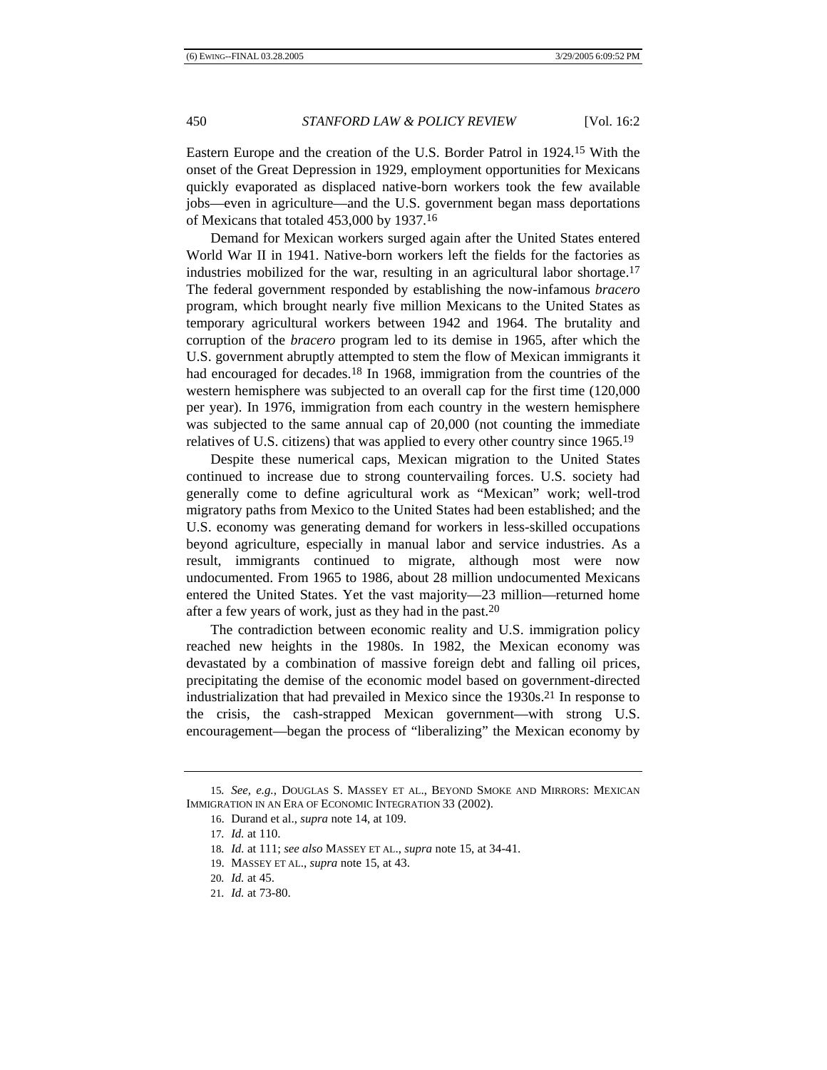Eastern Europe and the creation of the U.S. Border Patrol in 1924.[15] With the onset of the Great Depression in 1929, employment opportunities for Mexicans quickly evaporated as displaced native-born workers took the few available jobs—even in agriculture—and the U.S. government began mass deportations of Mexicans that totaled 453,000 by 1937.[16]

Demand for Mexican workers surged again after the United States entered World War II in 1941. Native-born workers left the fields for the factories as industries mobilized for the war, resulting in an agricultural labor shortage.[17] The federal government responded by establishing the now-infamous *bracero* program, which brought nearly five million Mexicans to the United States as temporary agricultural workers between 1942 and 1964. The brutality and corruption of the *bracero* program led to its demise in 1965, after which the U.S. government abruptly attempted to stem the flow of Mexican immigrants it had encouraged for decades.[18] In 1968, immigration from the countries of the western hemisphere was subjected to an overall cap for the first time (120,000 per year). In 1976, immigration from each country in the western hemisphere was subjected to the same annual cap of 20,000 (not counting the immediate relatives of U.S. citizens) that was applied to every other country since 1965.[19]

Despite these numerical caps, Mexican migration to the United States continued to increase due to strong countervailing forces. U.S. society had generally come to define agricultural work as "Mexican" work; well-trod migratory paths from Mexico to the United States had been established; and the U.S. economy was generating demand for workers in less-skilled occupations beyond agriculture, especially in manual labor and service industries. As a result, immigrants continued to migrate, although most were now undocumented. From 1965 to 1986, about 28 million undocumented Mexicans entered the United States. Yet the vast majority—23 million—returned home after a few years of work, just as they had in the past.[20]

The contradiction between economic reality and U.S. immigration policy reached new heights in the 1980s. In 1982, the Mexican economy was devastated by a combination of massive foreign debt and falling oil prices, precipitating the demise of the economic model based on government-directed industrialization that had prevailed in Mexico since the 1930s.[21] In response to the crisis, the cash-strapped Mexican government—with strong U.S. encouragement—began the process of "liberalizing" the Mexican economy by

---

15. *See, e.g.*, DOUGLAS S. MASSEY ET AL., BEYOND SMOKE AND MIRRORS: MEXICAN IMMIGRATION IN AN ERA OF ECONOMIC INTEGRATION 33 (2002).

16. Durand et al., *supra* note 14, at 109.

17. *Id.* at 110.

18. *Id.* at 111; *see also* MASSEY ET AL., *supra* note 15, at 34-41.

19. MASSEY ET AL., *supra* note 15, at 43.

20. *Id.* at 45.

21. *Id.* at 73-80.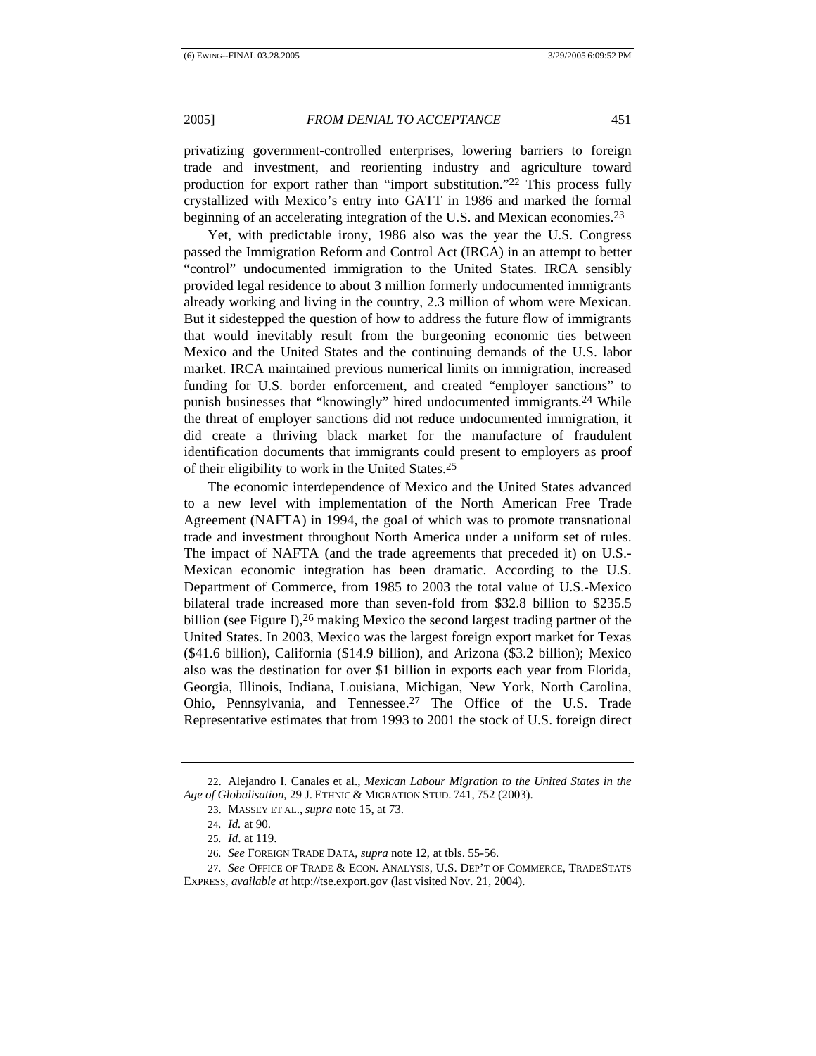privatizing government-controlled enterprises, lowering barriers to foreign trade and investment, and reorienting industry and agriculture toward production for export rather than "import substitution."[22] This process fully crystallized with Mexico's entry into GATT in 1986 and marked the formal beginning of an accelerating integration of the U.S. and Mexican economies.[23]

Yet, with predictable irony, 1986 also was the year the U.S. Congress passed the Immigration Reform and Control Act (IRCA) in an attempt to better "control" undocumented immigration to the United States. IRCA sensibly provided legal residence to about 3 million formerly undocumented immigrants already working and living in the country, 2.3 million of whom were Mexican. But it sidestepped the question of how to address the future flow of immigrants that would inevitably result from the burgeoning economic ties between Mexico and the United States and the continuing demands of the U.S. labor market. IRCA maintained previous numerical limits on immigration, increased funding for U.S. border enforcement, and created "employer sanctions" to punish businesses that "knowingly" hired undocumented immigrants.[24] While the threat of employer sanctions did not reduce undocumented immigration, it did create a thriving black market for the manufacture of fraudulent identification documents that immigrants could present to employers as proof of their eligibility to work in the United States.[25]

The economic interdependence of Mexico and the United States advanced to a new level with implementation of the North American Free Trade Agreement (NAFTA) in 1994, the goal of which was to promote transnational trade and investment throughout North America under a uniform set of rules. The impact of NAFTA (and the trade agreements that preceded it) on U.S.-Mexican economic integration has been dramatic. According to the U.S. Department of Commerce, from 1985 to 2003 the total value of U.S.-Mexico bilateral trade increased more than seven-fold from $32.8 billion to $235.5 billion (see Figure I),[26] making Mexico the second largest trading partner of the United States. In 2003, Mexico was the largest foreign export market for Texas ($41.6 billion), California ($14.9 billion), and Arizona ($3.2 billion); Mexico also was the destination for over $1 billion in exports each year from Florida, Georgia, Illinois, Indiana, Louisiana, Michigan, New York, North Carolina, Ohio, Pennsylvania, and Tennessee.[27] The Office of the U.S. Trade Representative estimates that from 1993 to 2001 the stock of U.S. foreign direct

---

22. Alejandro I. Canales et al., *Mexican Labour Migration to the United States in the Age of Globalisation*, 29 J. ETHNIC & MIGRATION STUD. 741, 752 (2003).

23. MASSEY ET AL., *supra* note 15, at 73.

24. *Id.* at 90.

25. *Id.* at 119.

26. *See* FOREIGN TRADE DATA, *supra* note 12, at tbls. 55-56.

27. *See* OFFICE OF TRADE & ECON. ANALYSIS, U.S. DEP'T OF COMMERCE, TRADESTATS EXPRESS, *available at* http://tse.export.gov (last visited Nov. 21, 2004).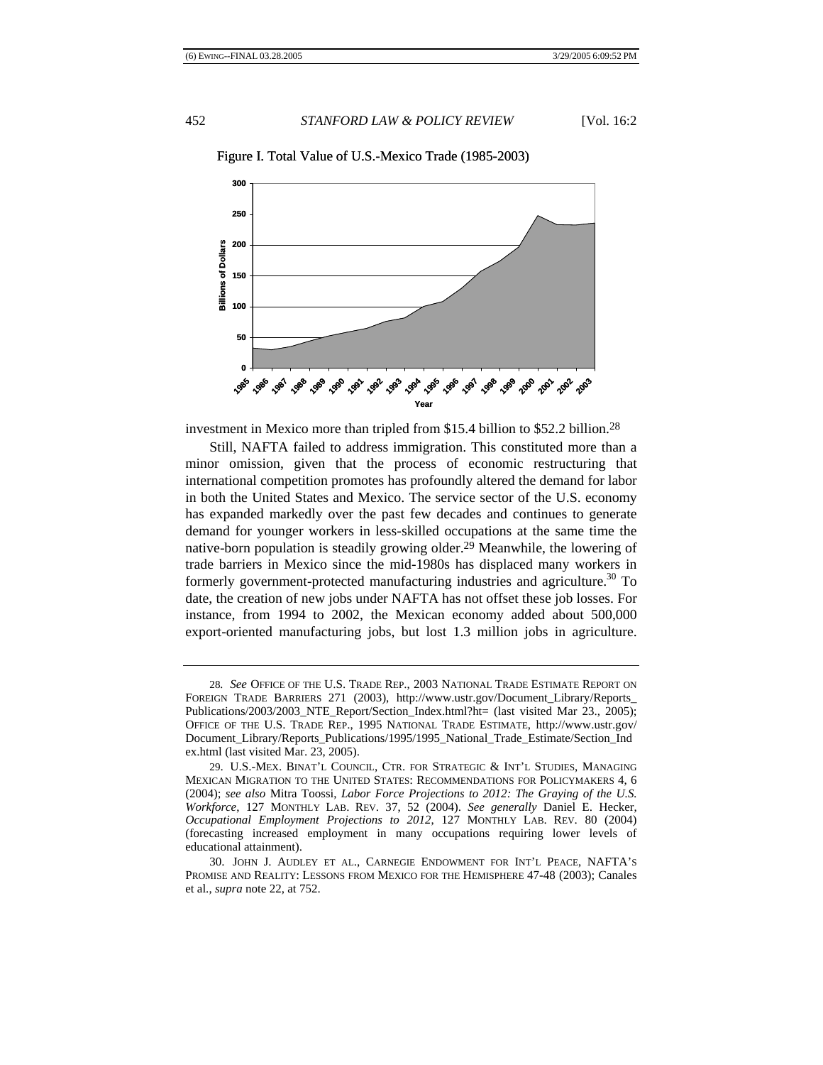Figure I. Total Value of U.S.-Mexico Trade (1985-2003)

investment in Mexico more than tripled from $15.4 billion to $52.2 billion.[28]

Still, NAFTA failed to address immigration. This constituted more than a minor omission, given that the process of economic restructuring that international competition promotes has profoundly altered the demand for labor in both the United States and Mexico. The service sector of the U.S. economy has expanded markedly over the past few decades and continues to generate demand for younger workers in less-skilled occupations at the same time the native-born population is steadily growing older.[29] Meanwhile, the lowering of trade barriers in Mexico since the mid-1980s has displaced many workers in formerly government-protected manufacturing industries and agriculture.[30] To date, the creation of new jobs under NAFTA has not offset these job losses. For instance, from 1994 to 2002, the Mexican economy added about 500,000 export-oriented manufacturing jobs, but lost 1.3 million jobs in agriculture.

---

28. *See* OFFICE OF THE U.S. TRADE REP., 2003 NATIONAL TRADE ESTIMATE REPORT ON FOREIGN TRADE BARRIERS 271 (2003), http://www.ustr.gov/Document_Library/Reports_Publications/2003/2003_NTE_Report/Section_Index.html?ht= (last visited Mar 23., 2005); OFFICE OF THE U.S. TRADE REP., 1995 NATIONAL TRADE ESTIMATE, http://www.ustr.gov/Document_Library/Reports_Publications/1995/1995_National_Trade_Estimate/Section_Index.html (last visited Mar. 23, 2005).

29. U.S.-MEX. BINAT'L COUNCIL, CTR. FOR STRATEGIC & INT'L STUDIES, MANAGING MEXICAN MIGRATION TO THE UNITED STATES: RECOMMENDATIONS FOR POLICYMAKERS 4, 6 (2004); *see also* Mitra Toossi, *Labor Force Projections to 2012: The Graying of the U.S. Workforce*, 127 MONTHLY LAB. REV. 37, 52 (2004). *See generally* Daniel E. Hecker, *Occupational Employment Projections to 2012*, 127 MONTHLY LAB. REV. 80 (2004) (forecasting increased employment in many occupations requiring lower levels of educational attainment).

30. JOHN J. AUDLEY ET AL., CARNEGIE ENDOWMENT FOR INT'L PEACE, NAFTA'S PROMISE AND REALITY: LESSONS FROM MEXICO FOR THE HEMISPHERE 47-48 (2003); Canales et al., *supra* note 22, at 752.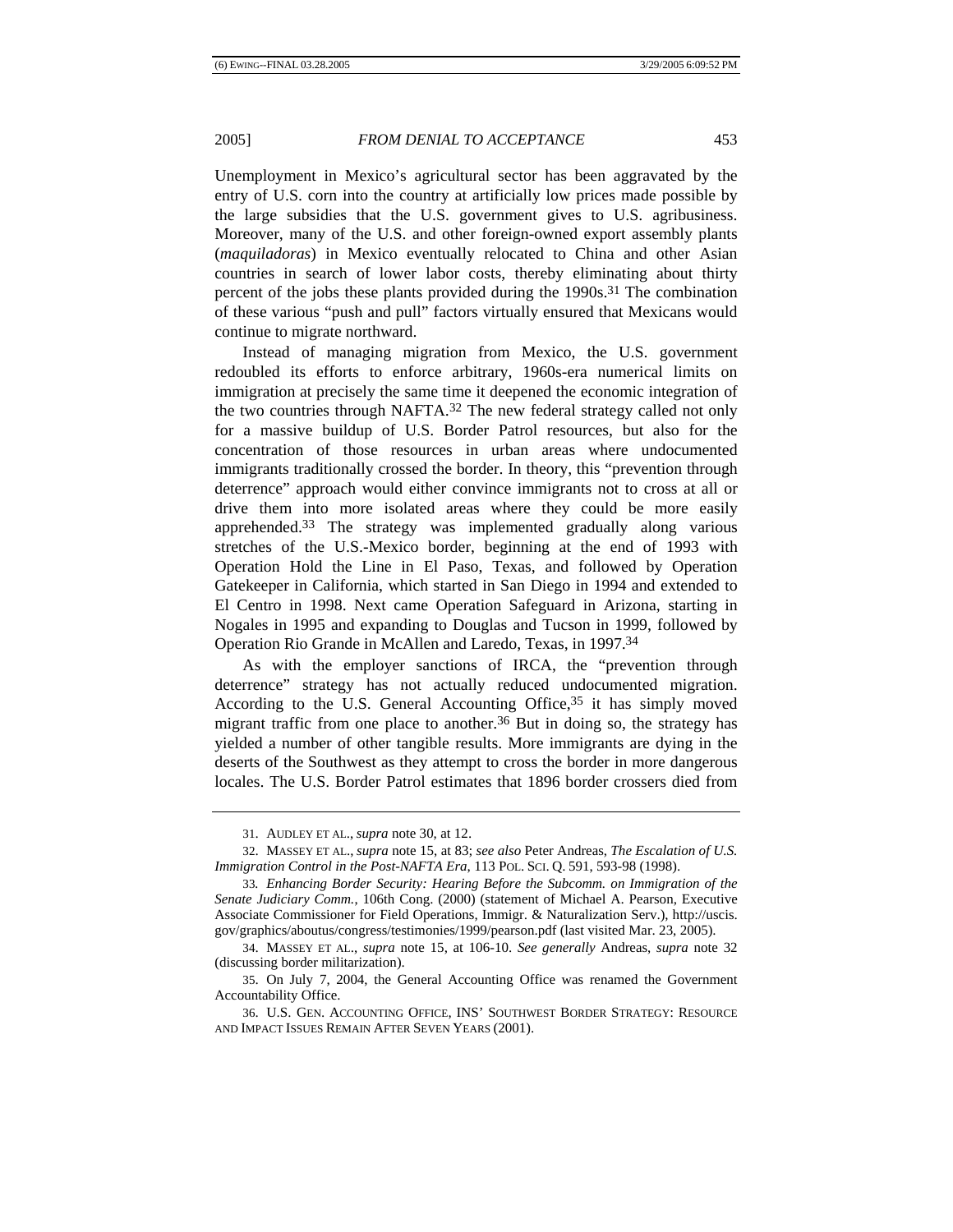Unemployment in Mexico's agricultural sector has been aggravated by the entry of U.S. corn into the country at artificially low prices made possible by the large subsidies that the U.S. government gives to U.S. agribusiness. Moreover, many of the U.S. and other foreign-owned export assembly plants (*maquiladoras*) in Mexico eventually relocated to China and other Asian countries in search of lower labor costs, thereby eliminating about thirty percent of the jobs these plants provided during the 1990s.[31] The combination of these various "push and pull" factors virtually ensured that Mexicans would continue to migrate northward.

Instead of managing migration from Mexico, the U.S. government redoubled its efforts to enforce arbitrary, 1960s-era numerical limits on immigration at precisely the same time it deepened the economic integration of the two countries through NAFTA.[32] The new federal strategy called not only for a massive buildup of U.S. Border Patrol resources, but also for the concentration of those resources in urban areas where undocumented immigrants traditionally crossed the border. In theory, this "prevention through deterrence" approach would either convince immigrants not to cross at all or drive them into more isolated areas where they could be more easily apprehended.[33] The strategy was implemented gradually along various stretches of the U.S.-Mexico border, beginning at the end of 1993 with Operation Hold the Line in El Paso, Texas, and followed by Operation Gatekeeper in California, which started in San Diego in 1994 and extended to El Centro in 1998. Next came Operation Safeguard in Arizona, starting in Nogales in 1995 and expanding to Douglas and Tucson in 1999, followed by Operation Rio Grande in McAllen and Laredo, Texas, in 1997.[34]

As with the employer sanctions of IRCA, the "prevention through deterrence" strategy has not actually reduced undocumented migration. According to the U.S. General Accounting Office,[35] it has simply moved migrant traffic from one place to another.[36] But in doing so, the strategy has yielded a number of other tangible results. More immigrants are dying in the deserts of the Southwest as they attempt to cross the border in more dangerous locales. The U.S. Border Patrol estimates that 1896 border crossers died from

---

31. AUDLEY ET AL., *supra* note 30, at 12.

32. MASSEY ET AL., *supra* note 15, at 83; *see also* Peter Andreas, *The Escalation of U.S. Immigration Control in the Post-NAFTA Era*, 113 POL. SCI. Q. 591, 593-98 (1998).

33. *Enhancing Border Security: Hearing Before the Subcomm. on Immigration of the Senate Judiciary Comm.*, 106th Cong. (2000) (statement of Michael A. Pearson, Executive Associate Commissioner for Field Operations, Immigr. & Naturalization Serv.), http://uscis.gov/graphics/aboutus/congress/testimonies/1999/pearson.pdf (last visited Mar. 23, 2005).

34. MASSEY ET AL., *supra* note 15, at 106-10. *See generally* Andreas, *supra* note 32 (discussing border militarization).

35. On July 7, 2004, the General Accounting Office was renamed the Government Accountability Office.

36. U.S. GEN. ACCOUNTING OFFICE, INS' SOUTHWEST BORDER STRATEGY: RESOURCE AND IMPACT ISSUES REMAIN AFTER SEVEN YEARS (2001).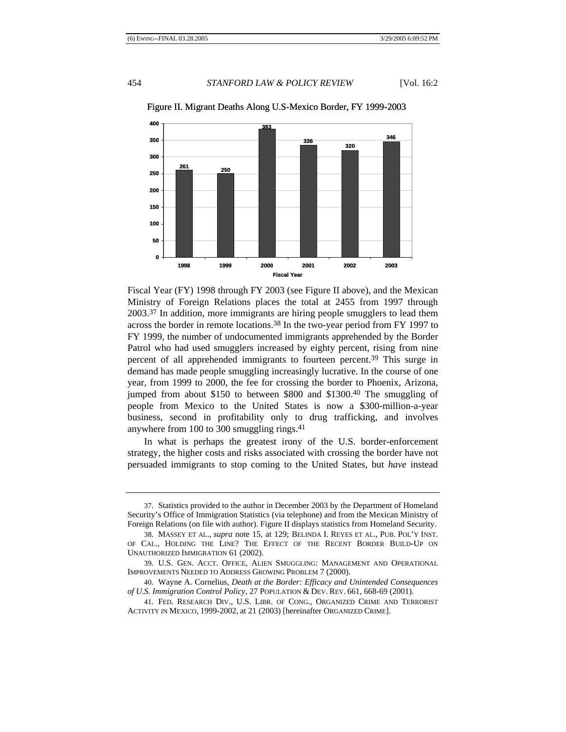Figure II. Migrant Deaths Along U.S-Mexico Border, FY 1999-2003

| Fiscal Year | 1998 | 1999 | 2000 | 2001 | 2002 | 2003 |
|---|---|---|---|---|---|---|
| Deaths | 261 | 250 | 383 | 336 | 320 | 346 |

Fiscal Year (FY) 1998 through FY 2003 (see Figure II above), and the Mexican Ministry of Foreign Relations places the total at 2455 from 1997 through 2003.[37] In addition, more immigrants are hiring people smugglers to lead them across the border in remote locations.[38] In the two-year period from FY 1997 to FY 1999, the number of undocumented immigrants apprehended by the Border Patrol who had used smugglers increased by eighty percent, rising from nine percent of all apprehended immigrants to fourteen percent.[39] This surge in demand has made people smuggling increasingly lucrative. In the course of one year, from 1999 to 2000, the fee for crossing the border to Phoenix, Arizona, jumped from about \$150 to between \$800 and \$1300.[40] The smuggling of people from Mexico to the United States is now a \$300-million-a-year business, second in profitability only to drug trafficking, and involves anywhere from 100 to 300 smuggling rings.[41]

In what is perhaps the greatest irony of the U.S. border-enforcement strategy, the higher costs and risks associated with crossing the border have not persuaded immigrants to stop coming to the United States, but *have* instead

---

37. Statistics provided to the author in December 2003 by the Department of Homeland Security's Office of Immigration Statistics (via telephone) and from the Mexican Ministry of Foreign Relations (on file with author). Figure II displays statistics from Homeland Security.

38. MASSEY ET AL., *supra* note 15, at 129; BELINDA I. REYES ET AL., PUB. POL'Y INST. OF CAL., HOLDING THE LINE? THE EFFECT OF THE RECENT BORDER BUILD-UP ON UNAUTHORIZED IMMIGRATION 61 (2002).

39. U.S. GEN. ACCT. OFFICE, ALIEN SMUGGLING: MANAGEMENT AND OPERATIONAL IMPROVEMENTS NEEDED TO ADDRESS GROWING PROBLEM 7 (2000).

40. Wayne A. Cornelius, *Death at the Border: Efficacy and Unintended Consequences of U.S. Immigration Control Policy*, 27 POPULATION & DEV. REV. 661, 668-69 (2001).

41. FED. RESEARCH DIV., U.S. LIBR. OF CONG., ORGANIZED CRIME AND TERRORIST ACTIVITY IN MEXICO, 1999-2002, at 21 (2003) [hereinafter ORGANIZED CRIME].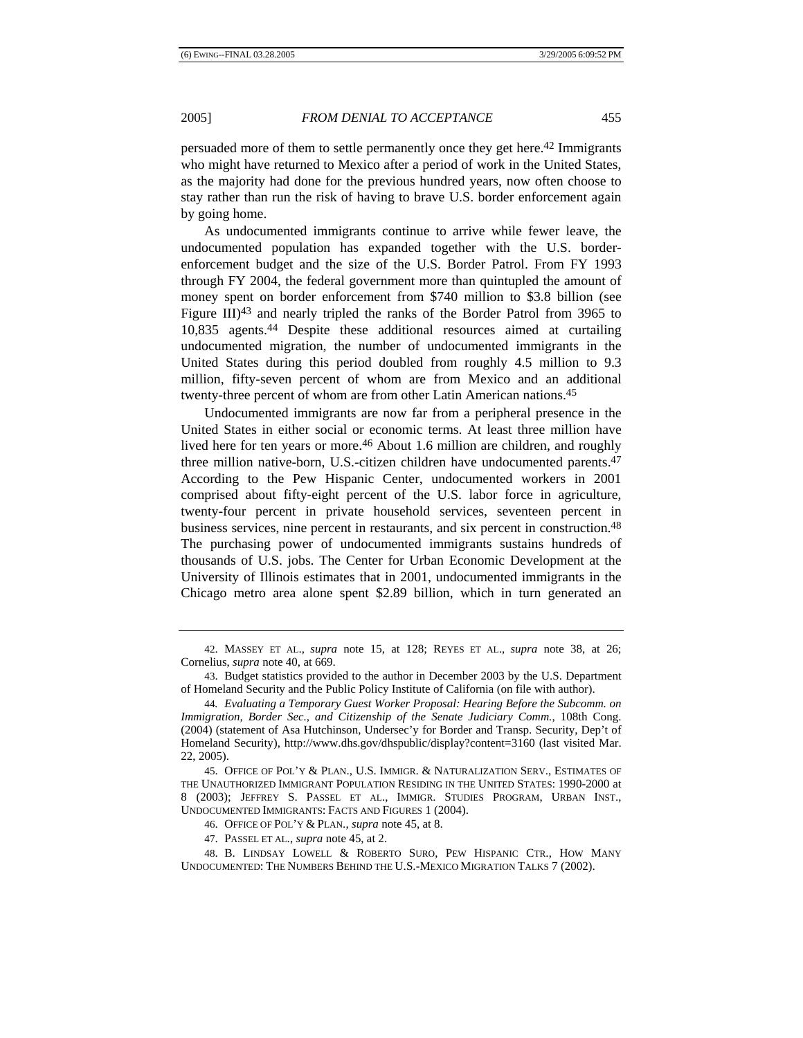persuaded more of them to settle permanently once they get here.[42] Immigrants who might have returned to Mexico after a period of work in the United States, as the majority had done for the previous hundred years, now often choose to stay rather than run the risk of having to brave U.S. border enforcement again by going home.

As undocumented immigrants continue to arrive while fewer leave, the undocumented population has expanded together with the U.S. border-enforcement budget and the size of the U.S. Border Patrol. From FY 1993 through FY 2004, the federal government more than quintupled the amount of money spent on border enforcement from $740 million to $3.8 billion (see Figure III)[43] and nearly tripled the ranks of the Border Patrol from 3965 to 10,835 agents.[44] Despite these additional resources aimed at curtailing undocumented migration, the number of undocumented immigrants in the United States during this period doubled from roughly 4.5 million to 9.3 million, fifty-seven percent of whom are from Mexico and an additional twenty-three percent of whom are from other Latin American nations.[45]

Undocumented immigrants are now far from a peripheral presence in the United States in either social or economic terms. At least three million have lived here for ten years or more.[46] About 1.6 million are children, and roughly three million native-born, U.S.-citizen children have undocumented parents.[47] According to the Pew Hispanic Center, undocumented workers in 2001 comprised about fifty-eight percent of the U.S. labor force in agriculture, twenty-four percent in private household services, seventeen percent in business services, nine percent in restaurants, and six percent in construction.[48] The purchasing power of undocumented immigrants sustains hundreds of thousands of U.S. jobs. The Center for Urban Economic Development at the University of Illinois estimates that in 2001, undocumented immigrants in the Chicago metro area alone spent $2.89 billion, which in turn generated an

---

42. MASSEY ET AL., *supra* note 15, at 128; REYES ET AL., *supra* note 38, at 26; Cornelius, *supra* note 40, at 669.

43. Budget statistics provided to the author in December 2003 by the U.S. Department of Homeland Security and the Public Policy Institute of California (on file with author).

44. *Evaluating a Temporary Guest Worker Proposal: Hearing Before the Subcomm. on Immigration, Border Sec., and Citizenship of the Senate Judiciary Comm.*, 108th Cong. (2004) (statement of Asa Hutchinson, Undersec'y for Border and Transp. Security, Dep't of Homeland Security), http://www.dhs.gov/dhspublic/display?content=3160 (last visited Mar. 22, 2005).

45. OFFICE OF POL'Y & PLAN., U.S. IMMIGR. & NATURALIZATION SERV., ESTIMATES OF THE UNAUTHORIZED IMMIGRANT POPULATION RESIDING IN THE UNITED STATES: 1990-2000 at 8 (2003); JEFFREY S. PASSEL ET AL., IMMIGR. STUDIES PROGRAM, URBAN INST., UNDOCUMENTED IMMIGRANTS: FACTS AND FIGURES 1 (2004).

46. OFFICE OF POL'Y & PLAN., *supra* note 45, at 8.

47. PASSEL ET AL., *supra* note 45, at 2.

48. B. LINDSAY LOWELL & ROBERTO SURO, PEW HISPANIC CTR., HOW MANY UNDOCUMENTED: THE NUMBERS BEHIND THE U.S.-MEXICO MIGRATION TALKS 7 (2002).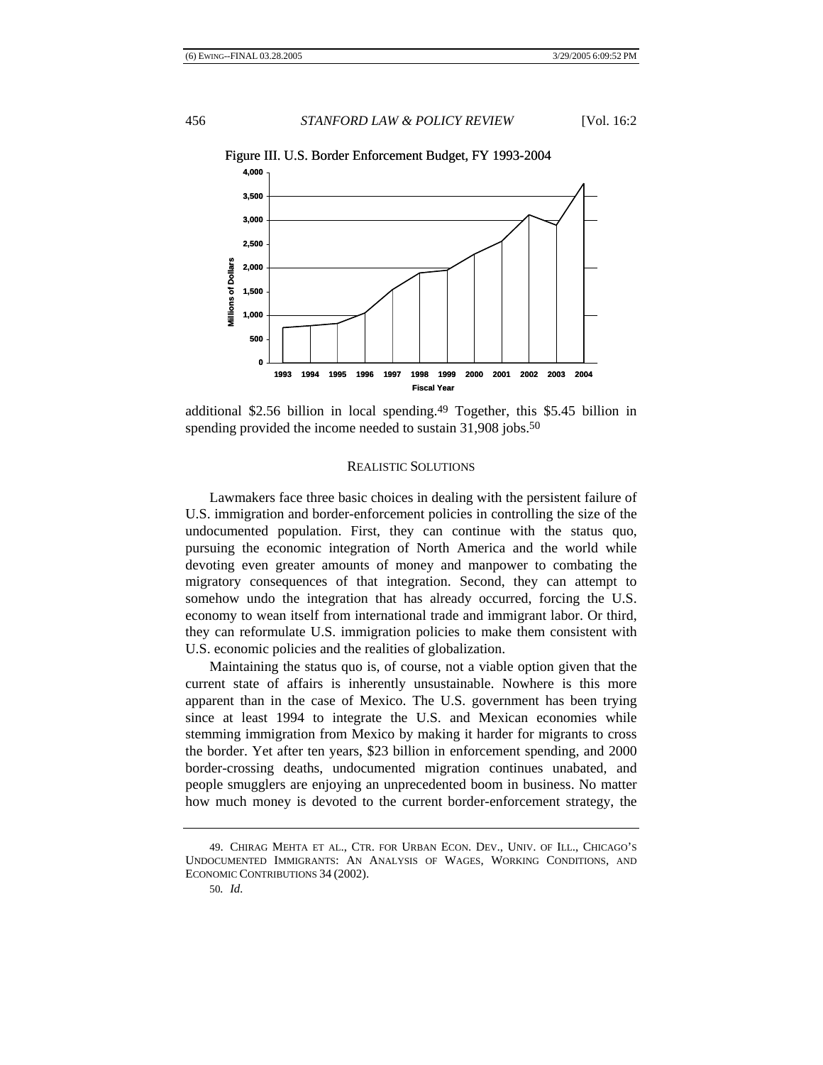Figure III. U.S. Border Enforcement Budget, FY 1993-2004

additional $2.56 billion in local spending.[49] Together, this $5.45 billion in spending provided the income needed to sustain 31,908 jobs.[50]

## REALISTIC SOLUTIONS

Lawmakers face three basic choices in dealing with the persistent failure of U.S. immigration and border-enforcement policies in controlling the size of the undocumented population. First, they can continue with the status quo, pursuing the economic integration of North America and the world while devoting even greater amounts of money and manpower to combating the migratory consequences of that integration. Second, they can attempt to somehow undo the integration that has already occurred, forcing the U.S. economy to wean itself from international trade and immigrant labor. Or third, they can reformulate U.S. immigration policies to make them consistent with U.S. economic policies and the realities of globalization.

Maintaining the status quo is, of course, not a viable option given that the current state of affairs is inherently unsustainable. Nowhere is this more apparent than in the case of Mexico. The U.S. government has been trying since at least 1994 to integrate the U.S. and Mexican economies while stemming immigration from Mexico by making it harder for migrants to cross the border. Yet after ten years, $23 billion in enforcement spending, and 2000 border-crossing deaths, undocumented migration continues unabated, and people smugglers are enjoying an unprecedented boom in business. No matter how much money is devoted to the current border-enforcement strategy, the

---

49. CHIRAG MEHTA ET AL., CTR. FOR URBAN ECON. DEV., UNIV. OF ILL., CHICAGO'S UNDOCUMENTED IMMIGRANTS: AN ANALYSIS OF WAGES, WORKING CONDITIONS, AND ECONOMIC CONTRIBUTIONS 34 (2002).

50. *Id.*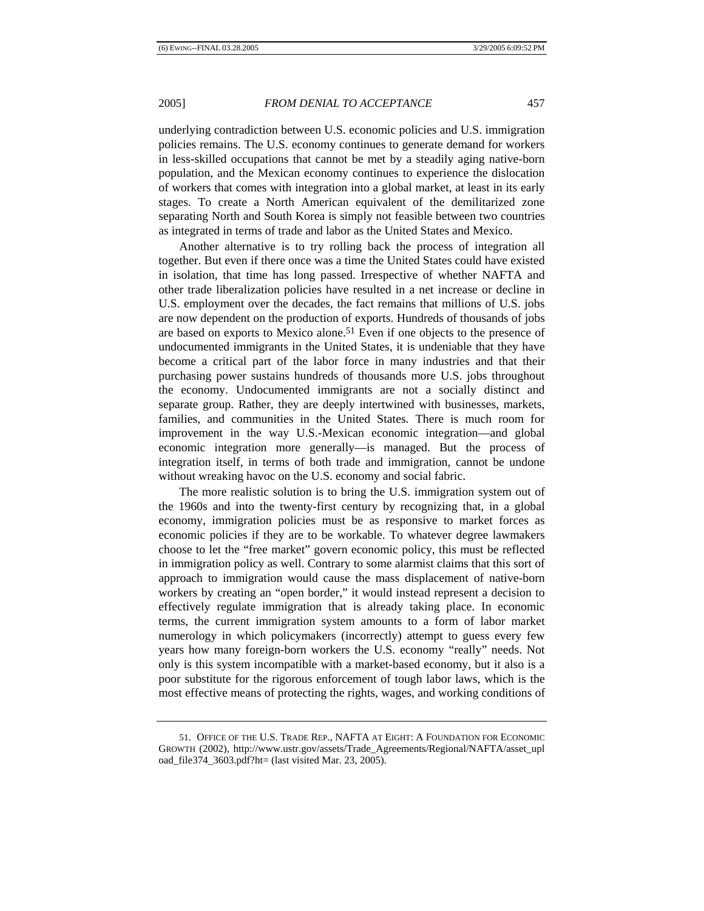underlying contradiction between U.S. economic policies and U.S. immigration policies remains. The U.S. economy continues to generate demand for workers in less-skilled occupations that cannot be met by a steadily aging native-born population, and the Mexican economy continues to experience the dislocation of workers that comes with integration into a global market, at least in its early stages. To create a North American equivalent of the demilitarized zone separating North and South Korea is simply not feasible between two countries as integrated in terms of trade and labor as the United States and Mexico.

Another alternative is to try rolling back the process of integration all together. But even if there once was a time the United States could have existed in isolation, that time has long passed. Irrespective of whether NAFTA and other trade liberalization policies have resulted in a net increase or decline in U.S. employment over the decades, the fact remains that millions of U.S. jobs are now dependent on the production of exports. Hundreds of thousands of jobs are based on exports to Mexico alone.[51] Even if one objects to the presence of undocumented immigrants in the United States, it is undeniable that they have become a critical part of the labor force in many industries and that their purchasing power sustains hundreds of thousands more U.S. jobs throughout the economy. Undocumented immigrants are not a socially distinct and separate group. Rather, they are deeply intertwined with businesses, markets, families, and communities in the United States. There is much room for improvement in the way U.S.-Mexican economic integration—and global economic integration more generally—is managed. But the process of integration itself, in terms of both trade and immigration, cannot be undone without wreaking havoc on the U.S. economy and social fabric.

The more realistic solution is to bring the U.S. immigration system out of the 1960s and into the twenty-first century by recognizing that, in a global economy, immigration policies must be as responsive to market forces as economic policies if they are to be workable. To whatever degree lawmakers choose to let the "free market" govern economic policy, this must be reflected in immigration policy as well. Contrary to some alarmist claims that this sort of approach to immigration would cause the mass displacement of native-born workers by creating an "open border," it would instead represent a decision to effectively regulate immigration that is already taking place. In economic terms, the current immigration system amounts to a form of labor market numerology in which policymakers (incorrectly) attempt to guess every few years how many foreign-born workers the U.S. economy "really" needs. Not only is this system incompatible with a market-based economy, but it also is a poor substitute for the rigorous enforcement of tough labor laws, which is the most effective means of protecting the rights, wages, and working conditions of

51. OFFICE OF THE U.S. TRADE REP., NAFTA AT EIGHT: A FOUNDATION FOR ECONOMIC GROWTH (2002), http://www.ustr.gov/assets/Trade_Agreements/Regional/NAFTA/asset_upload_file374_3603.pdf?ht= (last visited Mar. 23, 2005).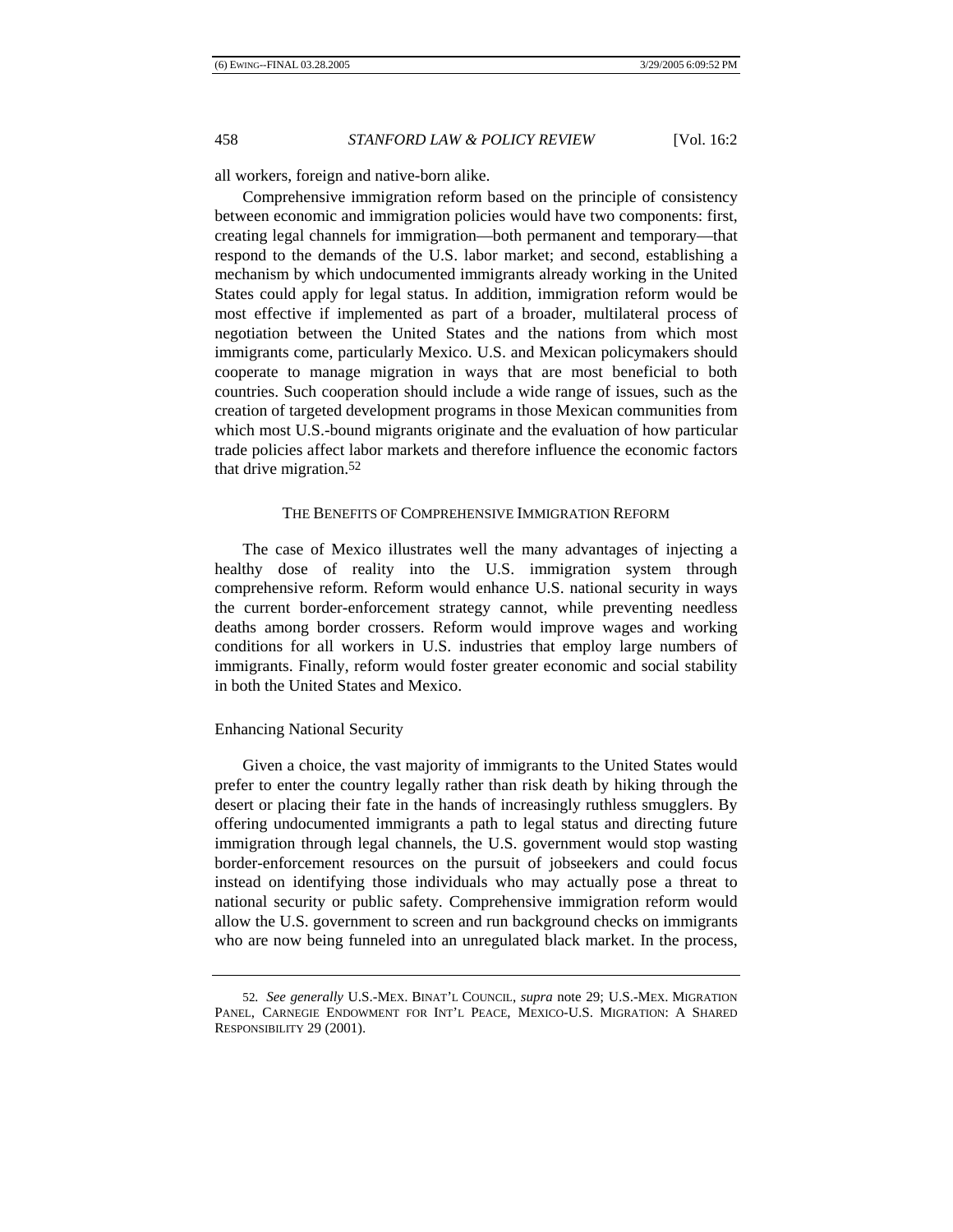all workers, foreign and native-born alike.

Comprehensive immigration reform based on the principle of consistency between economic and immigration policies would have two components: first, creating legal channels for immigration—both permanent and temporary—that respond to the demands of the U.S. labor market; and second, establishing a mechanism by which undocumented immigrants already working in the United States could apply for legal status. In addition, immigration reform would be most effective if implemented as part of a broader, multilateral process of negotiation between the United States and the nations from which most immigrants come, particularly Mexico. U.S. and Mexican policymakers should cooperate to manage migration in ways that are most beneficial to both countries. Such cooperation should include a wide range of issues, such as the creation of targeted development programs in those Mexican communities from which most U.S.-bound migrants originate and the evaluation of how particular trade policies affect labor markets and therefore influence the economic factors that drive migration.[52]

## THE BENEFITS OF COMPREHENSIVE IMMIGRATION REFORM

The case of Mexico illustrates well the many advantages of injecting a healthy dose of reality into the U.S. immigration system through comprehensive reform. Reform would enhance U.S. national security in ways the current border-enforcement strategy cannot, while preventing needless deaths among border crossers. Reform would improve wages and working conditions for all workers in U.S. industries that employ large numbers of immigrants. Finally, reform would foster greater economic and social stability in both the United States and Mexico.

### Enhancing National Security

Given a choice, the vast majority of immigrants to the United States would prefer to enter the country legally rather than risk death by hiking through the desert or placing their fate in the hands of increasingly ruthless smugglers. By offering undocumented immigrants a path to legal status and directing future immigration through legal channels, the U.S. government would stop wasting border-enforcement resources on the pursuit of jobseekers and could focus instead on identifying those individuals who may actually pose a threat to national security or public safety. Comprehensive immigration reform would allow the U.S. government to screen and run background checks on immigrants who are now being funneled into an unregulated black market. In the process,

---

52. *See generally* U.S.-MEX. BINAT'L COUNCIL, *supra* note 29; U.S.-MEX. MIGRATION PANEL, CARNEGIE ENDOWMENT FOR INT'L PEACE, MEXICO-U.S. MIGRATION: A SHARED RESPONSIBILITY 29 (2001).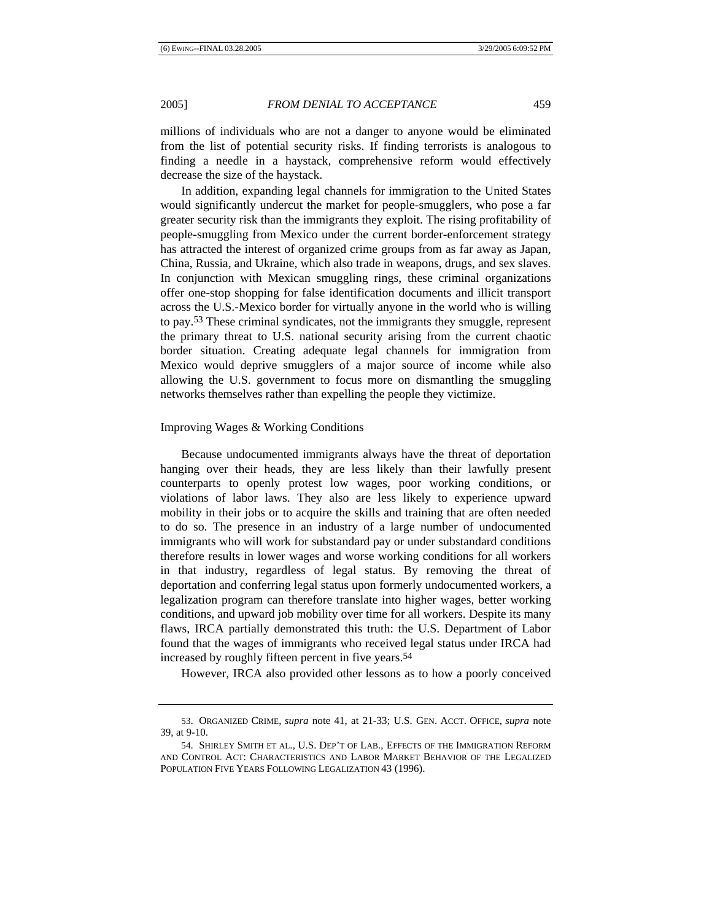millions of individuals who are not a danger to anyone would be eliminated from the list of potential security risks. If finding terrorists is analogous to finding a needle in a haystack, comprehensive reform would effectively decrease the size of the haystack.

In addition, expanding legal channels for immigration to the United States would significantly undercut the market for people-smugglers, who pose a far greater security risk than the immigrants they exploit. The rising profitability of people-smuggling from Mexico under the current border-enforcement strategy has attracted the interest of organized crime groups from as far away as Japan, China, Russia, and Ukraine, which also trade in weapons, drugs, and sex slaves. In conjunction with Mexican smuggling rings, these criminal organizations offer one-stop shopping for false identification documents and illicit transport across the U.S.-Mexico border for virtually anyone in the world who is willing to pay.[53] These criminal syndicates, not the immigrants they smuggle, represent the primary threat to U.S. national security arising from the current chaotic border situation. Creating adequate legal channels for immigration from Mexico would deprive smugglers of a major source of income while also allowing the U.S. government to focus more on dismantling the smuggling networks themselves rather than expelling the people they victimize.

### Improving Wages & Working Conditions

Because undocumented immigrants always have the threat of deportation hanging over their heads, they are less likely than their lawfully present counterparts to openly protest low wages, poor working conditions, or violations of labor laws. They also are less likely to experience upward mobility in their jobs or to acquire the skills and training that are often needed to do so. The presence in an industry of a large number of undocumented immigrants who will work for substandard pay or under substandard conditions therefore results in lower wages and worse working conditions for all workers in that industry, regardless of legal status. By removing the threat of deportation and conferring legal status upon formerly undocumented workers, a legalization program can therefore translate into higher wages, better working conditions, and upward job mobility over time for all workers. Despite its many flaws, IRCA partially demonstrated this truth: the U.S. Department of Labor found that the wages of immigrants who received legal status under IRCA had increased by roughly fifteen percent in five years.[54]

However, IRCA also provided other lessons as to how a poorly conceived

---

53. ORGANIZED CRIME, *supra* note 41, at 21-33; U.S. GEN. ACCT. OFFICE, *supra* note 39, at 9-10.

54. SHIRLEY SMITH ET AL., U.S. DEP'T OF LAB., EFFECTS OF THE IMMIGRATION REFORM AND CONTROL ACT: CHARACTERISTICS AND LABOR MARKET BEHAVIOR OF THE LEGALIZED POPULATION FIVE YEARS FOLLOWING LEGALIZATION 43 (1996).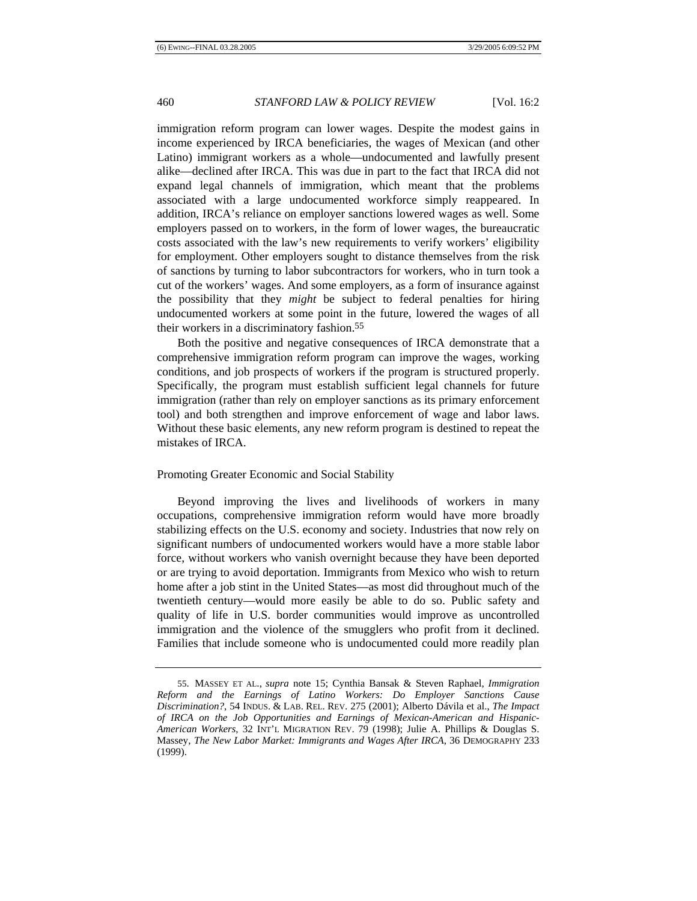immigration reform program can lower wages. Despite the modest gains in income experienced by IRCA beneficiaries, the wages of Mexican (and other Latino) immigrant workers as a whole—undocumented and lawfully present alike—declined after IRCA. This was due in part to the fact that IRCA did not expand legal channels of immigration, which meant that the problems associated with a large undocumented workforce simply reappeared. In addition, IRCA's reliance on employer sanctions lowered wages as well. Some employers passed on to workers, in the form of lower wages, the bureaucratic costs associated with the law's new requirements to verify workers' eligibility for employment. Other employers sought to distance themselves from the risk of sanctions by turning to labor subcontractors for workers, who in turn took a cut of the workers' wages. And some employers, as a form of insurance against the possibility that they *might* be subject to federal penalties for hiring undocumented workers at some point in the future, lowered the wages of all their workers in a discriminatory fashion.[55]

Both the positive and negative consequences of IRCA demonstrate that a comprehensive immigration reform program can improve the wages, working conditions, and job prospects of workers if the program is structured properly. Specifically, the program must establish sufficient legal channels for future immigration (rather than rely on employer sanctions as its primary enforcement tool) and both strengthen and improve enforcement of wage and labor laws. Without these basic elements, any new reform program is destined to repeat the mistakes of IRCA.

### Promoting Greater Economic and Social Stability

Beyond improving the lives and livelihoods of workers in many occupations, comprehensive immigration reform would have more broadly stabilizing effects on the U.S. economy and society. Industries that now rely on significant numbers of undocumented workers would have a more stable labor force, without workers who vanish overnight because they have been deported or are trying to avoid deportation. Immigrants from Mexico who wish to return home after a job stint in the United States—as most did throughout much of the twentieth century—would more easily be able to do so. Public safety and quality of life in U.S. border communities would improve as uncontrolled immigration and the violence of the smugglers who profit from it declined. Families that include someone who is undocumented could more readily plan

---

55. MASSEY ET AL., *supra* note 15; Cynthia Bansak & Steven Raphael, *Immigration Reform and the Earnings of Latino Workers: Do Employer Sanctions Cause Discrimination?*, 54 INDUS. & LAB. REL. REV. 275 (2001); Alberto Dávila et al., *The Impact of IRCA on the Job Opportunities and Earnings of Mexican-American and Hispanic-American Workers*, 32 INT'L MIGRATION REV. 79 (1998); Julie A. Phillips & Douglas S. Massey, *The New Labor Market: Immigrants and Wages After IRCA*, 36 DEMOGRAPHY 233 (1999).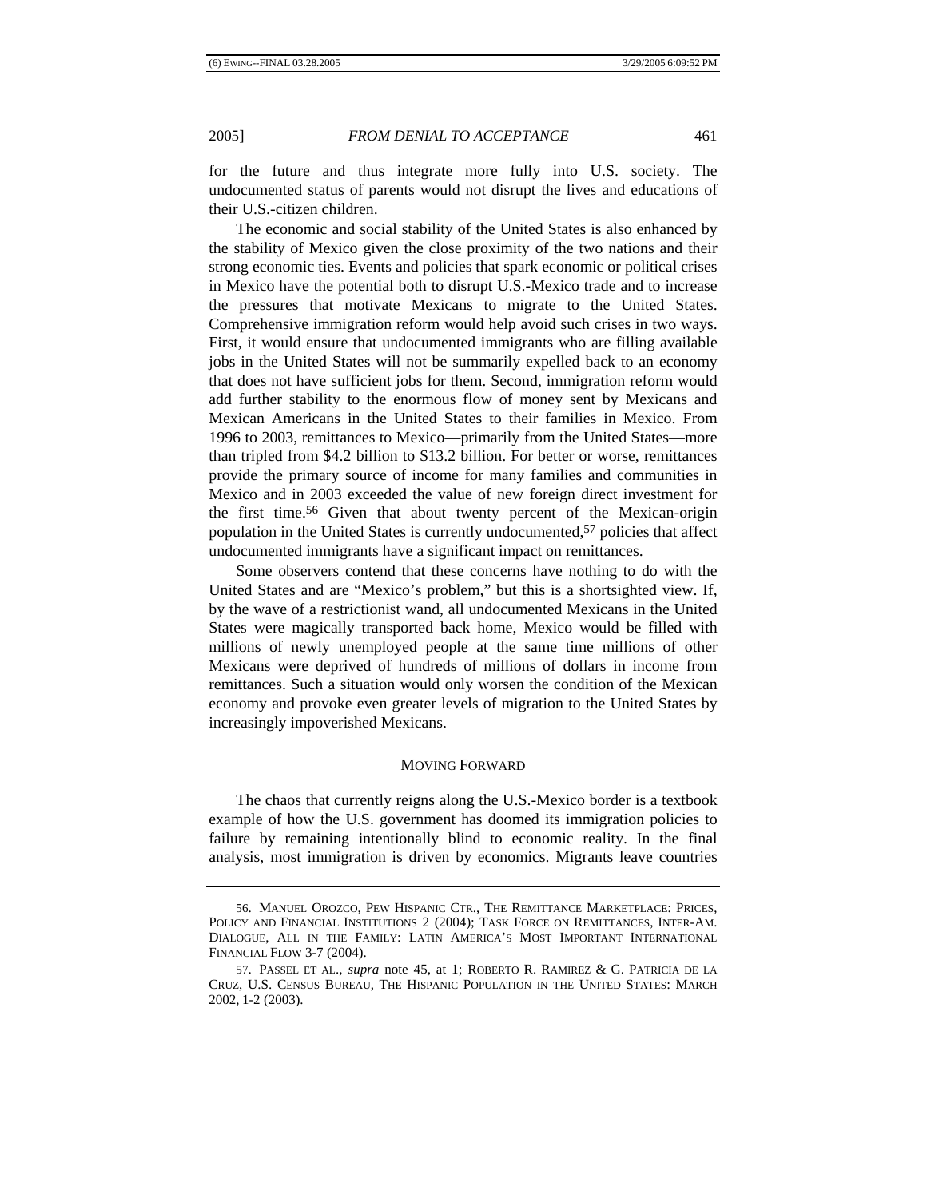for the future and thus integrate more fully into U.S. society. The undocumented status of parents would not disrupt the lives and educations of their U.S.-citizen children.

The economic and social stability of the United States is also enhanced by the stability of Mexico given the close proximity of the two nations and their strong economic ties. Events and policies that spark economic or political crises in Mexico have the potential both to disrupt U.S.-Mexico trade and to increase the pressures that motivate Mexicans to migrate to the United States. Comprehensive immigration reform would help avoid such crises in two ways. First, it would ensure that undocumented immigrants who are filling available jobs in the United States will not be summarily expelled back to an economy that does not have sufficient jobs for them. Second, immigration reform would add further stability to the enormous flow of money sent by Mexicans and Mexican Americans in the United States to their families in Mexico. From 1996 to 2003, remittances to Mexico—primarily from the United States—more than tripled from $4.2 billion to $13.2 billion. For better or worse, remittances provide the primary source of income for many families and communities in Mexico and in 2003 exceeded the value of new foreign direct investment for the first time.[56] Given that about twenty percent of the Mexican-origin population in the United States is currently undocumented,[57] policies that affect undocumented immigrants have a significant impact on remittances.

Some observers contend that these concerns have nothing to do with the United States and are "Mexico's problem," but this is a shortsighted view. If, by the wave of a restrictionist wand, all undocumented Mexicans in the United States were magically transported back home, Mexico would be filled with millions of newly unemployed people at the same time millions of other Mexicans were deprived of hundreds of millions of dollars in income from remittances. Such a situation would only worsen the condition of the Mexican economy and provoke even greater levels of migration to the United States by increasingly impoverished Mexicans.

## MOVING FORWARD

The chaos that currently reigns along the U.S.-Mexico border is a textbook example of how the U.S. government has doomed its immigration policies to failure by remaining intentionally blind to economic reality. In the final analysis, most immigration is driven by economics. Migrants leave countries

---

56. MANUEL OROZCO, PEW HISPANIC CTR., THE REMITTANCE MARKETPLACE: PRICES, POLICY AND FINANCIAL INSTITUTIONS 2 (2004); TASK FORCE ON REMITTANCES, INTER-AM. DIALOGUE, ALL IN THE FAMILY: LATIN AMERICA'S MOST IMPORTANT INTERNATIONAL FINANCIAL FLOW 3-7 (2004).

57. PASSEL ET AL., *supra* note 45, at 1; ROBERTO R. RAMIREZ & G. PATRICIA DE LA CRUZ, U.S. CENSUS BUREAU, THE HISPANIC POPULATION IN THE UNITED STATES: MARCH 2002, 1-2 (2003).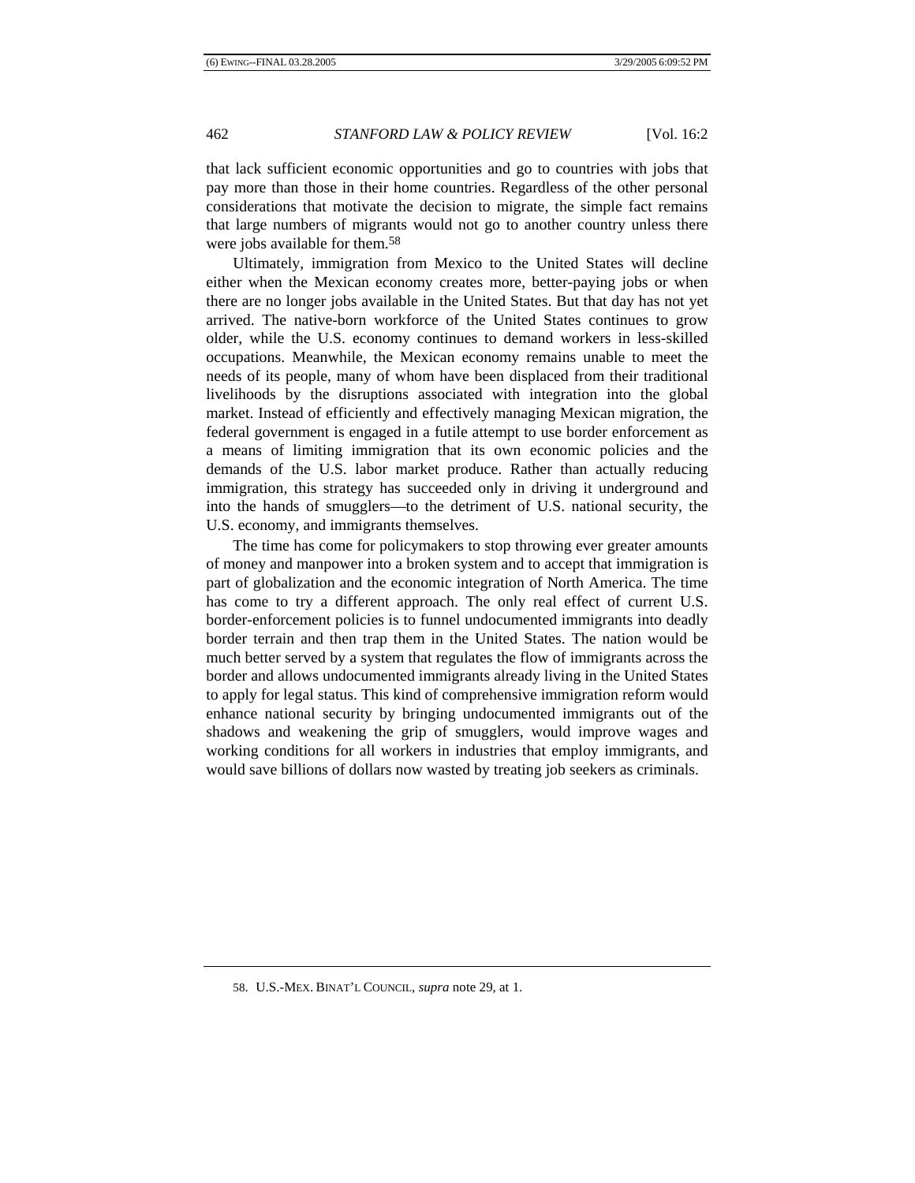that lack sufficient economic opportunities and go to countries with jobs that pay more than those in their home countries. Regardless of the other personal considerations that motivate the decision to migrate, the simple fact remains that large numbers of migrants would not go to another country unless there were jobs available for them.[58]

Ultimately, immigration from Mexico to the United States will decline either when the Mexican economy creates more, better-paying jobs or when there are no longer jobs available in the United States. But that day has not yet arrived. The native-born workforce of the United States continues to grow older, while the U.S. economy continues to demand workers in less-skilled occupations. Meanwhile, the Mexican economy remains unable to meet the needs of its people, many of whom have been displaced from their traditional livelihoods by the disruptions associated with integration into the global market. Instead of efficiently and effectively managing Mexican migration, the federal government is engaged in a futile attempt to use border enforcement as a means of limiting immigration that its own economic policies and the demands of the U.S. labor market produce. Rather than actually reducing immigration, this strategy has succeeded only in driving it underground and into the hands of smugglers—to the detriment of U.S. national security, the U.S. economy, and immigrants themselves.

The time has come for policymakers to stop throwing ever greater amounts of money and manpower into a broken system and to accept that immigration is part of globalization and the economic integration of North America. The time has come to try a different approach. The only real effect of current U.S. border-enforcement policies is to funnel undocumented immigrants into deadly border terrain and then trap them in the United States. The nation would be much better served by a system that regulates the flow of immigrants across the border and allows undocumented immigrants already living in the United States to apply for legal status. This kind of comprehensive immigration reform would enhance national security by bringing undocumented immigrants out of the shadows and weakening the grip of smugglers, would improve wages and working conditions for all workers in industries that employ immigrants, and would save billions of dollars now wasted by treating job seekers as criminals.

58. U.S.-MEX. BINAT'L COUNCIL, *supra* note 29, at 1.